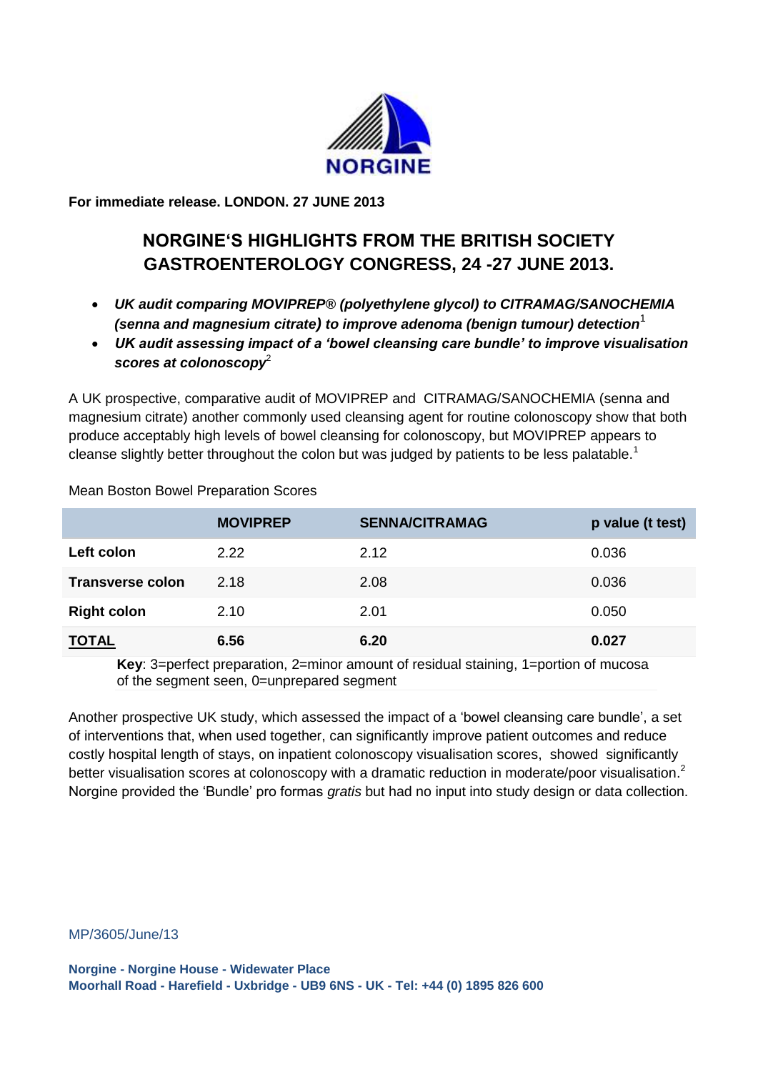NORGINE

**For immediate release. LONDON. 27 JUNE 2013**

## NORGINE'S HIGHLIGHTS FROM THE BRITISH SOCIETY GASTROENTEROLOGY CONGRESS, 24 -27 JUNE 2013.

- ***UK audit comparing MOVIPREP® (polyethylene glycol) to CITRAMAG/SANOCHEMIA (senna and magnesium citrate) to improve adenoma (benign tumour) detection***[1]
- ***UK audit assessing impact of a 'bowel cleansing care bundle' to improve visualisation scores at colonoscopy***[2]

A UK prospective, comparative audit of MOVIPREP and CITRAMAG/SANOCHEMIA (senna and magnesium citrate) another commonly used cleansing agent for routine colonoscopy show that both produce acceptably high levels of bowel cleansing for colonoscopy, but MOVIPREP appears to cleanse slightly better throughout the colon but was judged by patients to be less palatable.[1]

Mean Boston Bowel Preparation Scores

| | MOVIPREP | SENNA/CITRAMAG | p value (t test) |
|---|---|---|---|
| **Left colon** | 2.22 | 2.12 | 0.036 |
| **Transverse colon** | 2.18 | 2.08 | 0.036 |
| **Right colon** | 2.10 | 2.01 | 0.050 |
| **TOTAL** | **6.56** | **6.20** | **0.027** |

**Key**: 3=perfect preparation, 2=minor amount of residual staining, 1=portion of mucosa of the segment seen, 0=unprepared segment

Another prospective UK study, which assessed the impact of a 'bowel cleansing care bundle', a set of interventions that, when used together, can significantly improve patient outcomes and reduce costly hospital length of stays, on inpatient colonoscopy visualisation scores, showed significantly better visualisation scores at colonoscopy with a dramatic reduction in moderate/poor visualisation.[2] Norgine provided the 'Bundle' pro formas *gratis* but had no input into study design or data collection.

MP/3605/June/13

**Norgine - Norgine House - Widewater Place**
**Moorhall Road - Harefield - Uxbridge - UB9 6NS - UK - Tel: +44 (0) 1895 826 600**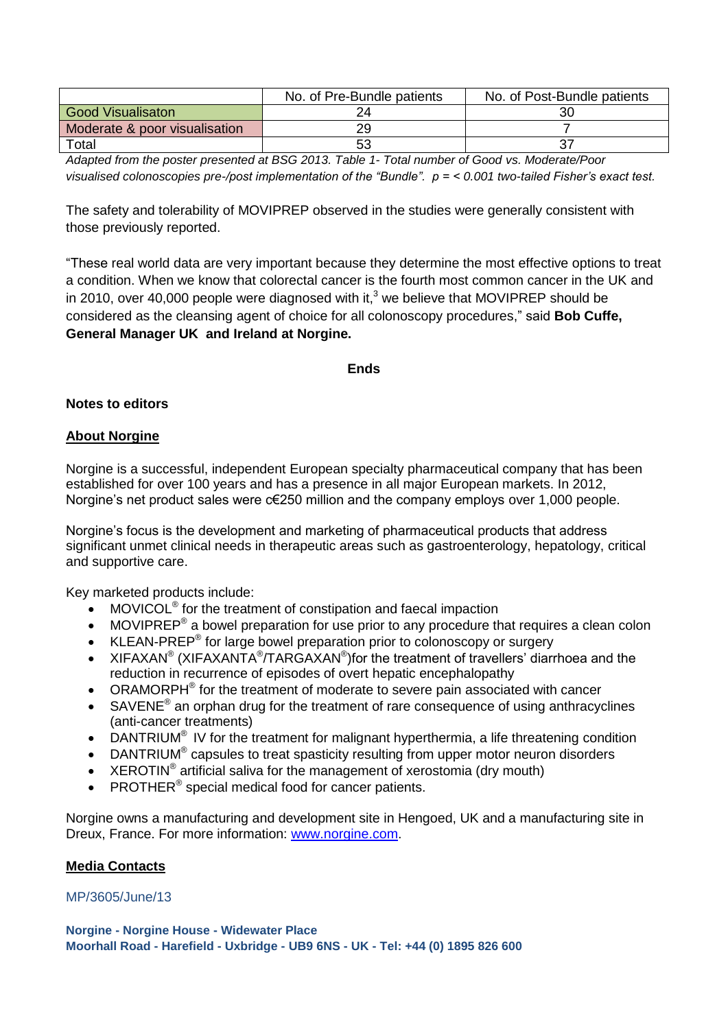| | No. of Pre-Bundle patients | No. of Post-Bundle patients |
|---|---|---|
| Good Visualisaton | 24 | 30 |
| Moderate & poor visualisation | 29 | 7 |
| Total | 53 | 37 |

*Adapted from the poster presented at BSG 2013. Table 1- Total number of Good vs. Moderate/Poor visualised colonoscopies pre-/post implementation of the "Bundle". $p = < 0.001$ two-tailed Fisher's exact test.*

The safety and tolerability of MOVIPREP observed in the studies were generally consistent with those previously reported.

"These real world data are very important because they determine the most effective options to treat a condition. When we know that colorectal cancer is the fourth most common cancer in the UK and in 2010, over 40,000 people were diagnosed with it,[3] we believe that MOVIPREP should be considered as the cleansing agent of choice for all colonoscopy procedures," said **Bob Cuffe, General Manager UK and Ireland at Norgine.**

**Ends**

**Notes to editors**

## About Norgine

Norgine is a successful, independent European specialty pharmaceutical company that has been established for over 100 years and has a presence in all major European markets. In 2012, Norgine's net product sales were c€250 million and the company employs over 1,000 people.

Norgine's focus is the development and marketing of pharmaceutical products that address significant unmet clinical needs in therapeutic areas such as gastroenterology, hepatology, critical and supportive care.

Key marketed products include:

- MOVICOL® for the treatment of constipation and faecal impaction
- MOVIPREP® a bowel preparation for use prior to any procedure that requires a clean colon
- KLEAN-PREP® for large bowel preparation prior to colonoscopy or surgery
- XIFAXAN® (XIFAXANTA®/TARGAXAN®)for the treatment of travellers' diarrhoea and the reduction in recurrence of episodes of overt hepatic encephalopathy
- ORAMORPH® for the treatment of moderate to severe pain associated with cancer
- SAVENE® an orphan drug for the treatment of rare consequence of using anthracyclines (anti-cancer treatments)
- DANTRIUM® IV for the treatment for malignant hyperthermia, a life threatening condition
- DANTRIUM® capsules to treat spasticity resulting from upper motor neuron disorders
- XEROTIN® artificial saliva for the management of xerostomia (dry mouth)
- PROTHER® special medical food for cancer patients.

Norgine owns a manufacturing and development site in Hengoed, UK and a manufacturing site in Dreux, France. For more information: www.norgine.com.

## Media Contacts

MP/3605/June/13

**Norgine - Norgine House - Widewater Place**
**Moorhall Road - Harefield - Uxbridge - UB9 6NS - UK - Tel: +44 (0) 1895 826 600**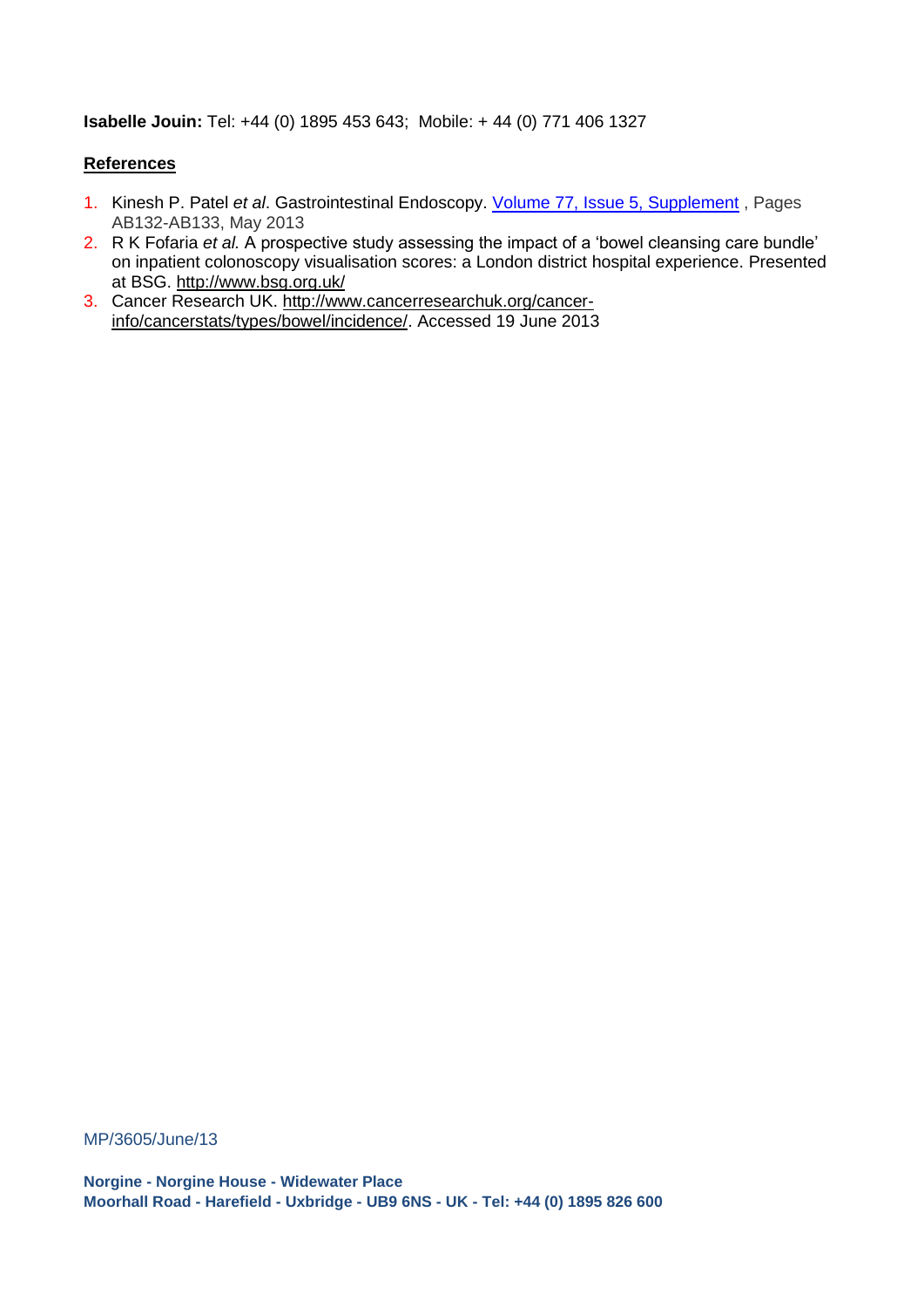**Isabelle Jouin:** Tel: +44 (0) 1895 453 643; Mobile: + 44 (0) 771 406 1327

**References**

1. Kinesh P. Patel *et al*. Gastrointestinal Endoscopy. Volume 77, Issue 5, Supplement , Pages AB132-AB133, May 2013
2. R K Fofaria *et al.* A prospective study assessing the impact of a 'bowel cleansing care bundle' on inpatient colonoscopy visualisation scores: a London district hospital experience. Presented at BSG. http://www.bsg.org.uk/
3. Cancer Research UK. http://www.cancerresearchuk.org/cancer-info/cancerstats/types/bowel/incidence/. Accessed 19 June 2013

MP/3605/June/13

**Norgine - Norgine House - Widewater Place**
**Moorhall Road - Harefield - Uxbridge - UB9 6NS - UK - Tel: +44 (0) 1895 826 600**